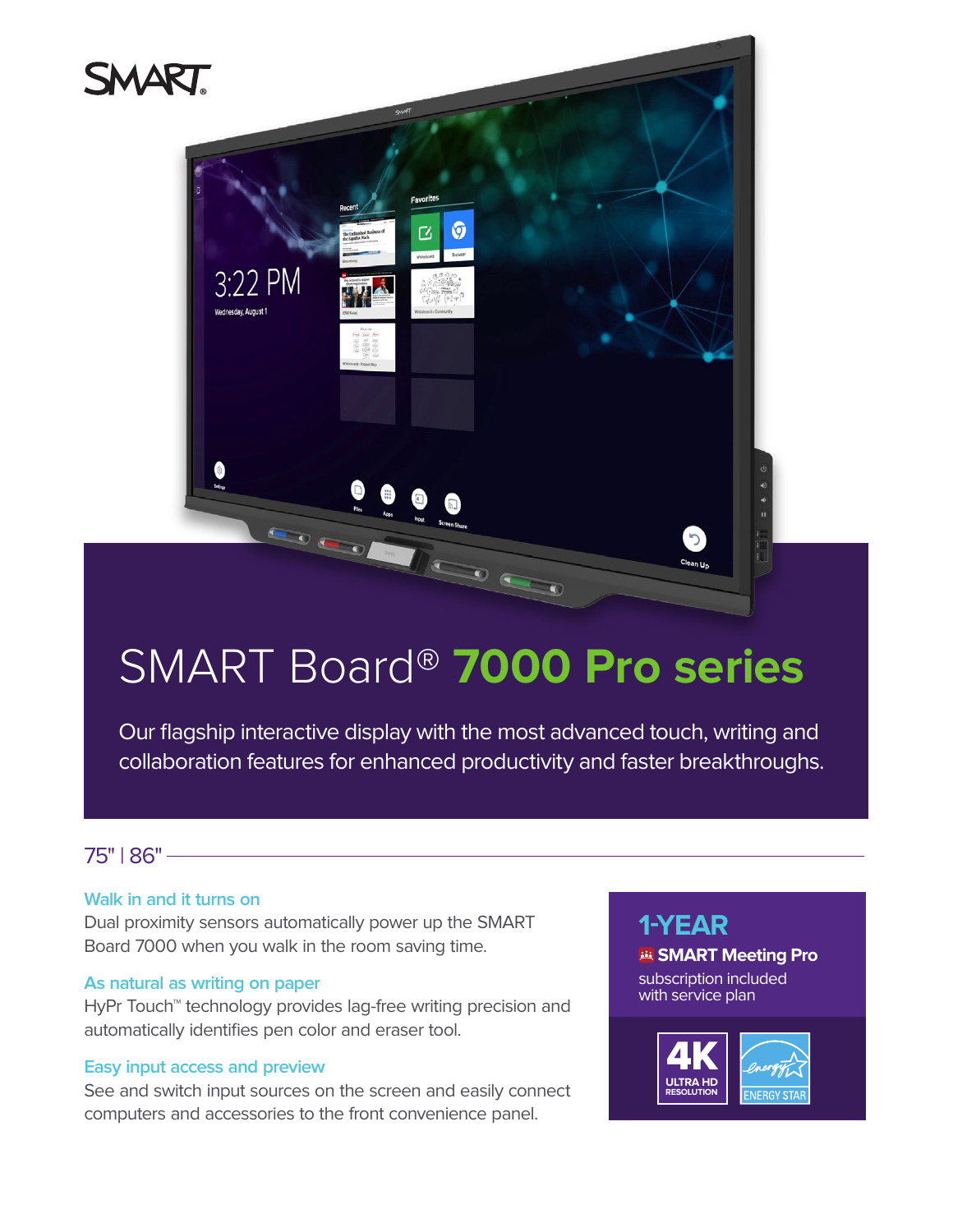SMART

# SMART Board® 7000 Pro series

Our flagship interactive display with the most advanced touch, writing and collaboration features for enhanced productivity and faster breakthroughs.

## 75" | 86"

### Walk in and it turns on

Dual proximity sensors automatically power up the SMART Board 7000 when you walk in the room saving time.

### As natural as writing on paper

HyPr Touch™ technology provides lag-free writing precision and automatically identifies pen color and eraser tool.

### Easy input access and preview

See and switch input sources on the screen and easily connect computers and accessories to the front convenience panel.

**1-YEAR**

**SMART Meeting Pro**

subscription included with service plan

4K ULTRA HD RESOLUTION

ENERGY STAR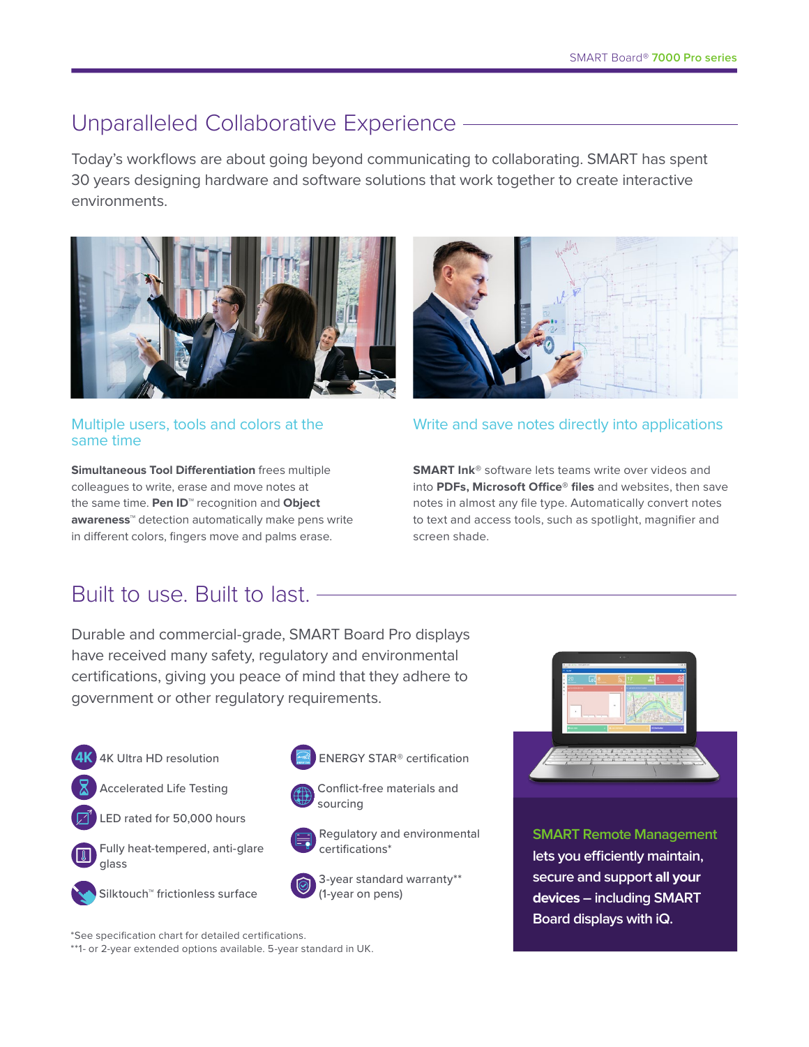## Unparalleled Collaborative Experience

Today's workflows are about going beyond communicating to collaborating. SMART has spent 30 years designing hardware and software solutions that work together to create interactive environments.

### Multiple users, tools and colors at the same time

**Simultaneous Tool Differentiation** frees multiple colleagues to write, erase and move notes at the same time. **Pen ID**™ recognition and **Object awareness**™ detection automatically make pens write in different colors, fingers move and palms erase.

### Write and save notes directly into applications

**SMART Ink**® software lets teams write over videos and into **PDFs, Microsoft Office**® **files** and websites, then save notes in almost any file type. Automatically convert notes to text and access tools, such as spotlight, magnifier and screen shade.

## Built to use. Built to last.

Durable and commercial-grade, SMART Board Pro displays have received many safety, regulatory and environmental certifications, giving you peace of mind that they adhere to government or other regulatory requirements.

- 4K Ultra HD resolution
- Accelerated Life Testing
- LED rated for 50,000 hours
- Fully heat-tempered, anti-glare glass
- Silktouch™ frictionless surface
- ENERGY STAR® certification
- Conflict-free materials and sourcing
- Regulatory and environmental certifications*
- 3-year standard warranty** (1-year on pens)

*See specification chart for detailed certifications.
**1- or 2-year extended options available. 5-year standard in UK.

**SMART Remote Management** lets you efficiently maintain, secure and support **all your devices** – including SMART Board displays with iQ.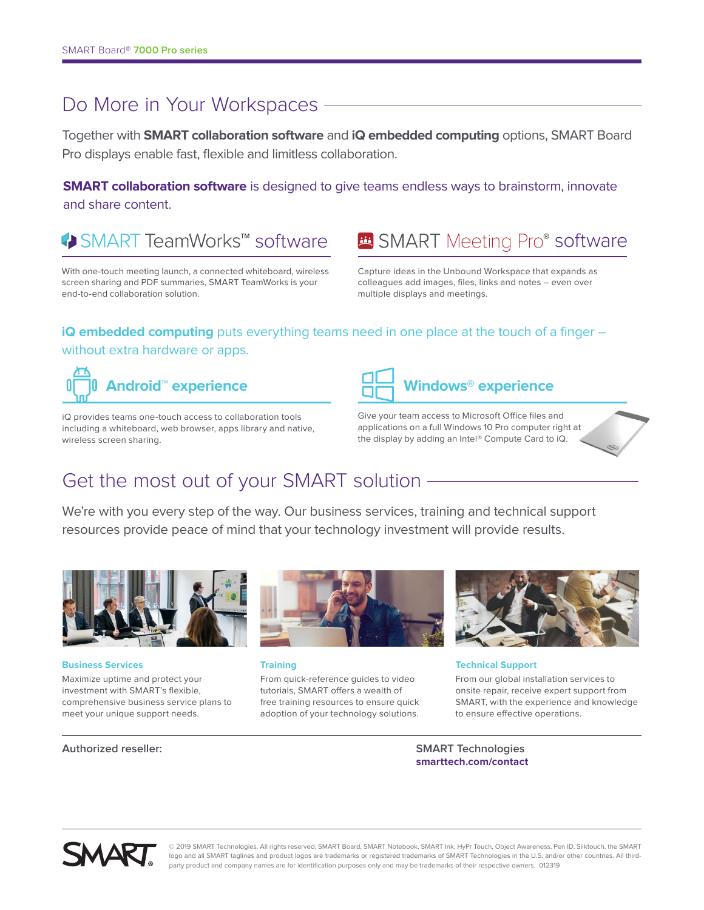## Do More in Your Workspaces

Together with **SMART collaboration software** and **iQ embedded computing** options, SMART Board Pro displays enable fast, flexible and limitless collaboration.

**SMART collaboration software** is designed to give teams endless ways to brainstorm, innovate and share content.

### SMART TeamWorks™ software

With one-touch meeting launch, a connected whiteboard, wireless screen sharing and PDF summaries, SMART TeamWorks is your end-to-end collaboration solution.

### SMART Meeting Pro® software

Capture ideas in the Unbound Workspace that expands as colleagues add images, files, links and notes – even over multiple displays and meetings.

**iQ embedded computing** puts everything teams need in one place at the touch of a finger – without extra hardware or apps.

### Android™ experience

iQ provides teams one-touch access to collaboration tools including a whiteboard, web browser, apps library and native, wireless screen sharing.

### Windows® experience

Give your team access to Microsoft Office files and applications on a full Windows 10 Pro computer right at the display by adding an Intel® Compute Card to iQ.

## Get the most out of your SMART solution

We're with you every step of the way. Our business services, training and technical support resources provide peace of mind that your technology investment will provide results.

**Business Services**

Maximize uptime and protect your investment with SMART's flexible, comprehensive business service plans to meet your unique support needs.

**Training**

From quick-reference guides to video tutorials, SMART offers a wealth of free training resources to ensure quick adoption of your technology solutions.

**Technical Support**

From our global installation services to onsite repair, receive expert support from SMART, with the experience and knowledge to ensure effective operations.

**Authorized reseller:**

**SMART Technologies**
**smarttech.com/contact**

© 2019 SMART Technologies. All rights reserved. SMART Board, SMART Notebook, SMART Ink, HyPr Touch, Object Awareness, Pen ID, Silktouch, the SMART logo and all SMART taglines and product logos are trademarks or registered trademarks of SMART Technologies in the U.S. and/or other countries. All third-party product and company names are for identification purposes only and may be trademarks of their respective owners. 012319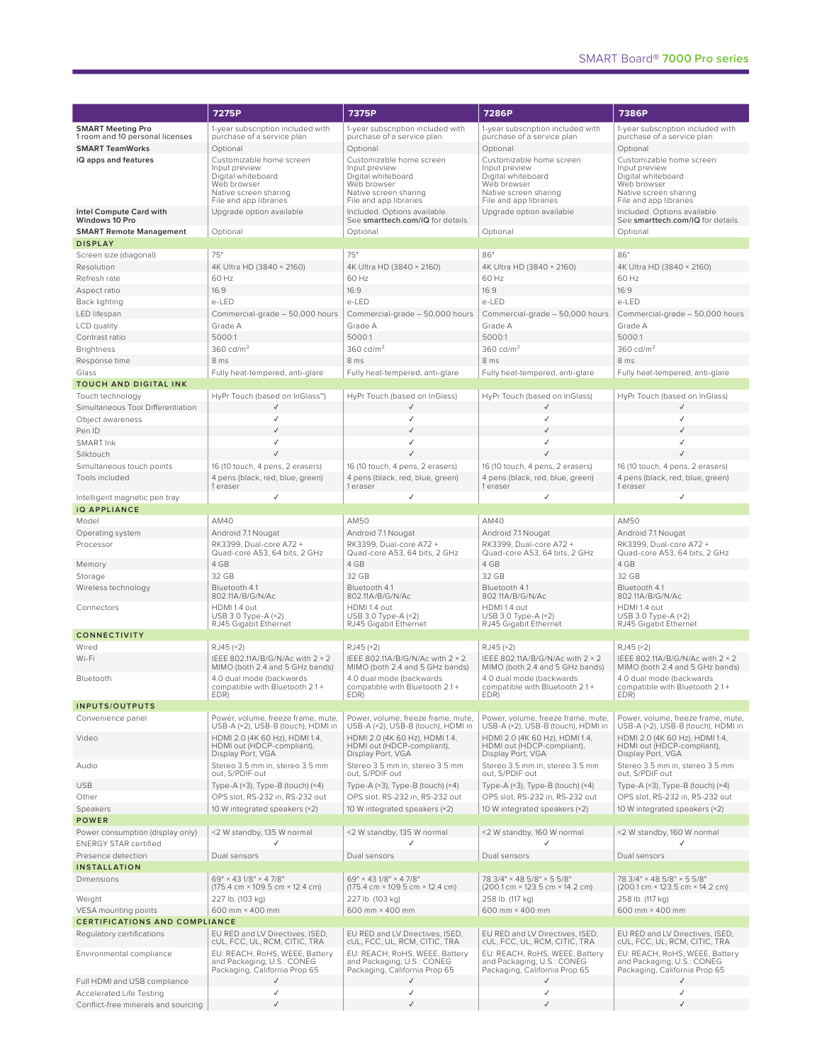| | 7275P | 7375P | 7286P | 7386P |
|---|---|---|---|---|
| **SMART Meeting Pro** 1 room and 10 personal licenses | 1-year subscription included with purchase of a service plan | 1-year subscription included with purchase of a service plan | 1-year subscription included with purchase of a service plan | 1-year subscription included with purchase of a service plan |
| **SMART TeamWorks** | Optional | Optional | Optional | Optional |
| **iQ apps and features** | Customizable home screen<br>Input preview<br>Digital whiteboard<br>Web browser<br>Native screen sharing<br>File and app libraries | Customizable home screen<br>Input preview<br>Digital whiteboard<br>Web browser<br>Native screen sharing<br>File and app libraries | Customizable home screen<br>Input preview<br>Digital whiteboard<br>Web browser<br>Native screen sharing<br>File and app libraries | Customizable home screen<br>Input preview<br>Digital whiteboard<br>Web browser<br>Native screen sharing<br>File and app libraries |
| **Intel Compute Card with Windows 10 Pro** | Upgrade option available | Included. Options available. See **smarttech.com/iQ** for details. | Upgrade option available | Included. Options available. See **smarttech.com/iQ** for details. |
| **SMART Remote Management** | Optional | Optional | Optional | Optional |
| **DISPLAY** | | | | |
| Screen size (diagonal) | 75" | 75" | 86" | 86" |
| Resolution | 4K Ultra HD (3840 × 2160) | 4K Ultra HD (3840 × 2160) | 4K Ultra HD (3840 × 2160) | 4K Ultra HD (3840 × 2160) |
| Refresh rate | 60 Hz | 60 Hz | 60 Hz | 60 Hz |
| Aspect ratio | 16:9 | 16:9 | 16:9 | 16:9 |
| Back lighting | e-LED | e-LED | e-LED | e-LED |
| LED lifespan | Commercial-grade – 50,000 hours | Commercial-grade – 50,000 hours | Commercial-grade – 50,000 hours | Commercial-grade – 50,000 hours |
| LCD quality | Grade A | Grade A | Grade A | Grade A |
| Contrast ratio | 5000:1 | 5000:1 | 5000:1 | 5000:1 |
| Brightness | 360 cd/m$^2$ | 360 cd/m$^2$ | 360 cd/m$^2$ | 360 cd/m$^2$ |
| Response time | 8 ms | 8 ms | 8 ms | 8 ms |
| Glass | Fully heat-tempered, anti-glare | Fully heat-tempered, anti-glare | Fully heat-tempered, anti-glare | Fully heat-tempered, anti-glare |
| **TOUCH AND DIGITAL INK** | | | | |
| Touch technology | HyPr Touch (based on InGlass™) | HyPr Touch (based on InGlass) | HyPr Touch (based on InGlass) | HyPr Touch (based on InGlass) |
| Simultaneous Tool Differentiation | ✓ | ✓ | ✓ | ✓ |
| Object awareness | ✓ | ✓ | ✓ | ✓ |
| Pen ID | ✓ | ✓ | ✓ | ✓ |
| SMART Ink | ✓ | ✓ | ✓ | ✓ |
| Silktouch | ✓ | ✓ | ✓ | ✓ |
| Simultaneous touch points | 16 (10 touch, 4 pens, 2 erasers) | 16 (10 touch, 4 pens, 2 erasers) | 16 (10 touch, 4 pens, 2 erasers) | 16 (10 touch, 4 pens, 2 erasers) |
| Tools included | 4 pens (black, red, blue, green)<br>1 eraser | 4 pens (black, red, blue, green)<br>1 eraser | 4 pens (black, red, blue, green)<br>1 eraser | 4 pens (black, red, blue, green)<br>1 eraser |
| Intelligent magnetic pen tray | ✓ | ✓ | ✓ | ✓ |
| **iQ APPLIANCE** | | | | |
| Model | AM40 | AM50 | AM40 | AM50 |
| Operating system | Android 7.1 Nougat | Android 7.1 Nougat | Android 7.1 Nougat | Android 7.1 Nougat |
| Processor | RK3399, Dual-core A72 + Quad-core A53, 64 bits, 2 GHz | RK3399, Dual-core A72 + Quad-core A53, 64 bits, 2 GHz | RK3399, Dual-core A72 + Quad-core A53, 64 bits, 2 GHz | RK3399, Dual-core A72 + Quad-core A53, 64 bits, 2 GHz |
| Memory | 4 GB | 4 GB | 4 GB | 4 GB |
| Storage | 32 GB | 32 GB | 32 GB | 32 GB |
| Wireless technology | Bluetooth 4.1<br>802.11A/B/G/N/Ac | Bluetooth 4.1<br>802.11A/B/G/N/Ac | Bluetooth 4.1<br>802.11A/B/G/N/Ac | Bluetooth 4.1<br>802.11A/B/G/N/Ac |
| Connectors | HDMI 1.4 out<br>USB 3.0 Type-A (×2)<br>RJ45 Gigabit Ethernet | HDMI 1.4 out<br>USB 3.0 Type-A (×2)<br>RJ45 Gigabit Ethernet | HDMI 1.4 out<br>USB 3.0 Type-A (×2)<br>RJ45 Gigabit Ethernet | HDMI 1.4 out<br>USB 3.0 Type-A (×2)<br>RJ45 Gigabit Ethernet |
| **CONNECTIVITY** | | | | |
| Wired | RJ45 (×2) | RJ45 (×2) | RJ45 (×2) | RJ45 (×2) |
| Wi-Fi | IEEE 802.11A/B/G/N/Ac with 2 × 2 MIMO (both 2.4 and 5 GHz bands) | IEEE 802.11A/B/G/N/Ac with 2 × 2 MIMO (both 2.4 and 5 GHz bands) | IEEE 802.11A/B/G/N/Ac with 2 × 2 MIMO (both 2.4 and 5 GHz bands) | IEEE 802.11A/B/G/N/Ac with 2 × 2 MIMO (both 2.4 and 5 GHz bands) |
| Bluetooth | 4.0 dual mode (backwards compatible with Bluetooth 2.1 + EDR) | 4.0 dual mode (backwards compatible with Bluetooth 2.1 + EDR) | 4.0 dual mode (backwards compatible with Bluetooth 2.1 + EDR) | 4.0 dual mode (backwards compatible with Bluetooth 2.1 + EDR) |
| **INPUTS/OUTPUTS** | | | | |
| Convenience panel | Power, volume, freeze frame, mute, USB-A (×2), USB-B (touch), HDMI in | Power, volume, freeze frame, mute, USB-A (×2), USB-B (touch), HDMI in | Power, volume, freeze frame, mute, USB-A (×2), USB-B (touch), HDMI in | Power, volume, freeze frame, mute, USB-A (×2), USB-B (touch), HDMI in |
| Video | HDMI 2.0 (4K 60 Hz), HDMI 1.4, HDMI out (HDCP-compliant), Display Port, VGA | HDMI 2.0 (4K 60 Hz), HDMI 1.4, HDMI out (HDCP-compliant), Display Port, VGA | HDMI 2.0 (4K 60 Hz), HDMI 1.4, HDMI out (HDCP-compliant), Display Port, VGA | HDMI 2.0 (4K 60 Hz), HDMI 1.4, HDMI out (HDCP-compliant), Display Port, VGA |
| Audio | Stereo 3.5 mm in, stereo 3.5 mm out, S/PDIF out | Stereo 3.5 mm in, stereo 3.5 mm out, S/PDIF out | Stereo 3.5 mm in, stereo 3.5 mm out, S/PDIF out | Stereo 3.5 mm in, stereo 3.5 mm out, S/PDIF out |
| USB | Type-A (×3), Type-B (touch) (×4) | Type-A (×3), Type-B (touch) (×4) | Type-A (×3), Type-B (touch) (×4) | Type-A (×3), Type-B (touch) (×4) |
| Other | OPS slot, RS-232 in, RS-232 out | OPS slot, RS-232 in, RS-232 out | OPS slot, RS-232 in, RS-232 out | OPS slot, RS-232 in, RS-232 out |
| Speakers | 10 W integrated speakers (×2) | 10 W integrated speakers (×2) | 10 W integrated speakers (×2) | 10 W integrated speakers (×2) |
| **POWER** | | | | |
| Power consumption (display only) | <2 W standby, 135 W normal | <2 W standby, 135 W normal | <2 W standby, 160 W normal | <2 W standby, 160 W normal |
| ENERGY STAR certified | ✓ | ✓ | ✓ | ✓ |
| Presence detection | Dual sensors | Dual sensors | Dual sensors | Dual sensors |
| **INSTALLATION** | | | | |
| Dimensions | 69" × 43 1/8" × 4 7/8"<br>(175.4 cm × 109.5 cm × 12.4 cm) | 69" × 43 1/8" × 4 7/8"<br>(175.4 cm × 109.5 cm × 12.4 cm) | 78 3/4" × 48 5/8" × 5 5/8"<br>(200.1 cm × 123.5 cm × 14.2 cm) | 78 3/4" × 48 5/8" × 5 5/8"<br>(200.1 cm × 123.5 cm × 14.2 cm) |
| Weight | 227 lb. (103 kg) | 227 lb. (103 kg) | 258 lb. (117 kg) | 258 lb. (117 kg) |
| VESA mounting points | 600 mm × 400 mm | 600 mm × 400 mm | 600 mm × 400 mm | 600 mm × 400 mm |
| **CERTIFICATIONS AND COMPLIANCE** | | | | |
| Regulatory certifications | EU RED and LV Directives, ISED, cUL, FCC, UL, RCM, CITIC, TRA | EU RED and LV Directives, ISED, cUL, FCC, UL, RCM, CITIC, TRA | EU RED and LV Directives, ISED, cUL, FCC, UL, RCM, CITIC, TRA | EU RED and LV Directives, ISED, cUL, FCC, UL, RCM, CITIC, TRA |
| Environmental compliance | EU: REACH, RoHS, WEEE, Battery and Packaging; U.S.: CONEG Packaging, California Prop 65 | EU: REACH, RoHS, WEEE, Battery and Packaging; U.S.: CONEG Packaging, California Prop 65 | EU: REACH, RoHS, WEEE, Battery and Packaging; U.S.: CONEG Packaging, California Prop 65 | EU: REACH, RoHS, WEEE, Battery and Packaging; U.S.: CONEG Packaging, California Prop 65 |
| Full HDMI and USB compliance | ✓ | ✓ | ✓ | ✓ |
| Accelerated Life Testing | ✓ | ✓ | ✓ | ✓ |
| Conflict-free minerals and sourcing | ✓ | ✓ | ✓ | ✓ |